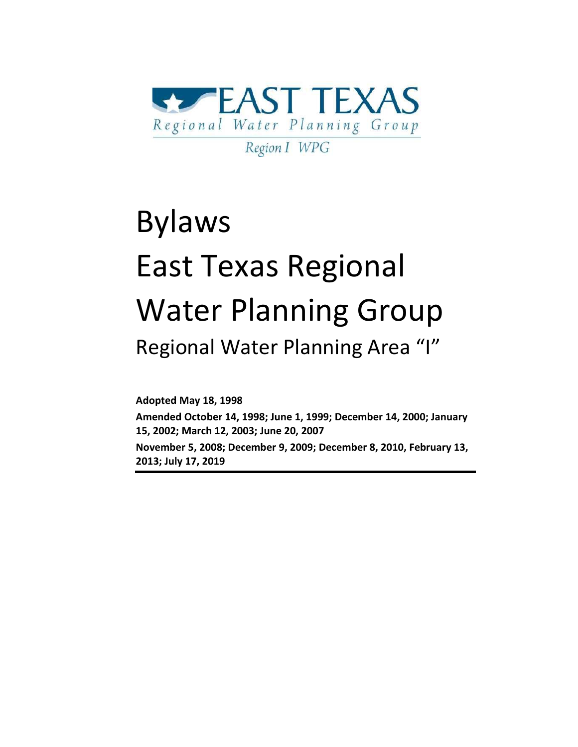EAST TEXAS

Regional Water Planning Group

Region I WPG

# Bylaws East Texas Regional Water Planning Group

## Regional Water Planning Area "I"

**Adopted May 18, 1998**

**Amended October 14, 1998; June 1, 1999; December 14, 2000; January 15, 2002; March 12, 2003; June 20, 2007**

**November 5, 2008; December 9, 2009; December 8, 2010, February 13, 2013; July 17, 2019**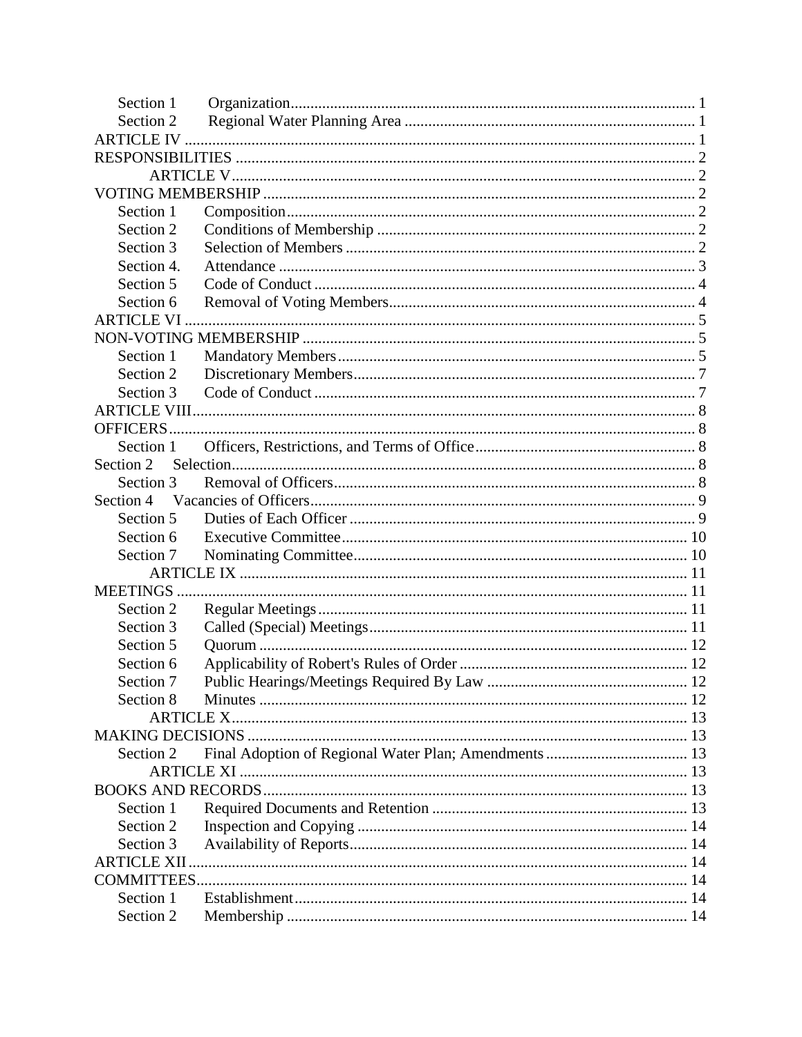Section 1 Organization ... 1
Section 2 Regional Water Planning Area ... 1
ARTICLE IV ... 1
RESPONSIBILITIES ... 2
ARTICLE V ... 2
VOTING MEMBERSHIP ... 2
Section 1 Composition ... 2
Section 2 Conditions of Membership ... 2
Section 3 Selection of Members ... 2
Section 4. Attendance ... 3
Section 5 Code of Conduct ... 4
Section 6 Removal of Voting Members ... 4
ARTICLE VI ... 5
NON-VOTING MEMBERSHIP ... 5
Section 1 Mandatory Members ... 5
Section 2 Discretionary Members ... 7
Section 3 Code of Conduct ... 7
ARTICLE VIII ... 8
OFFICERS ... 8
Section 1 Officers, Restrictions, and Terms of Office ... 8
Section 2 Selection ... 8
Section 3 Removal of Officers ... 8
Section 4 Vacancies of Officers ... 9
Section 5 Duties of Each Officer ... 9
Section 6 Executive Committee ... 10
Section 7 Nominating Committee ... 10
ARTICLE IX ... 11
MEETINGS ... 11
Section 2 Regular Meetings ... 11
Section 3 Called (Special) Meetings ... 11
Section 5 Quorum ... 12
Section 6 Applicability of Robert's Rules of Order ... 12
Section 7 Public Hearings/Meetings Required By Law ... 12
Section 8 Minutes ... 12
ARTICLE X ... 13
MAKING DECISIONS ... 13
Section 2 Final Adoption of Regional Water Plan; Amendments ... 13
ARTICLE XI ... 13
BOOKS AND RECORDS ... 13
Section 1 Required Documents and Retention ... 13
Section 2 Inspection and Copying ... 14
Section 3 Availability of Reports ... 14
ARTICLE XII ... 14
COMMITTEES ... 14
Section 1 Establishment ... 14
Section 2 Membership ... 14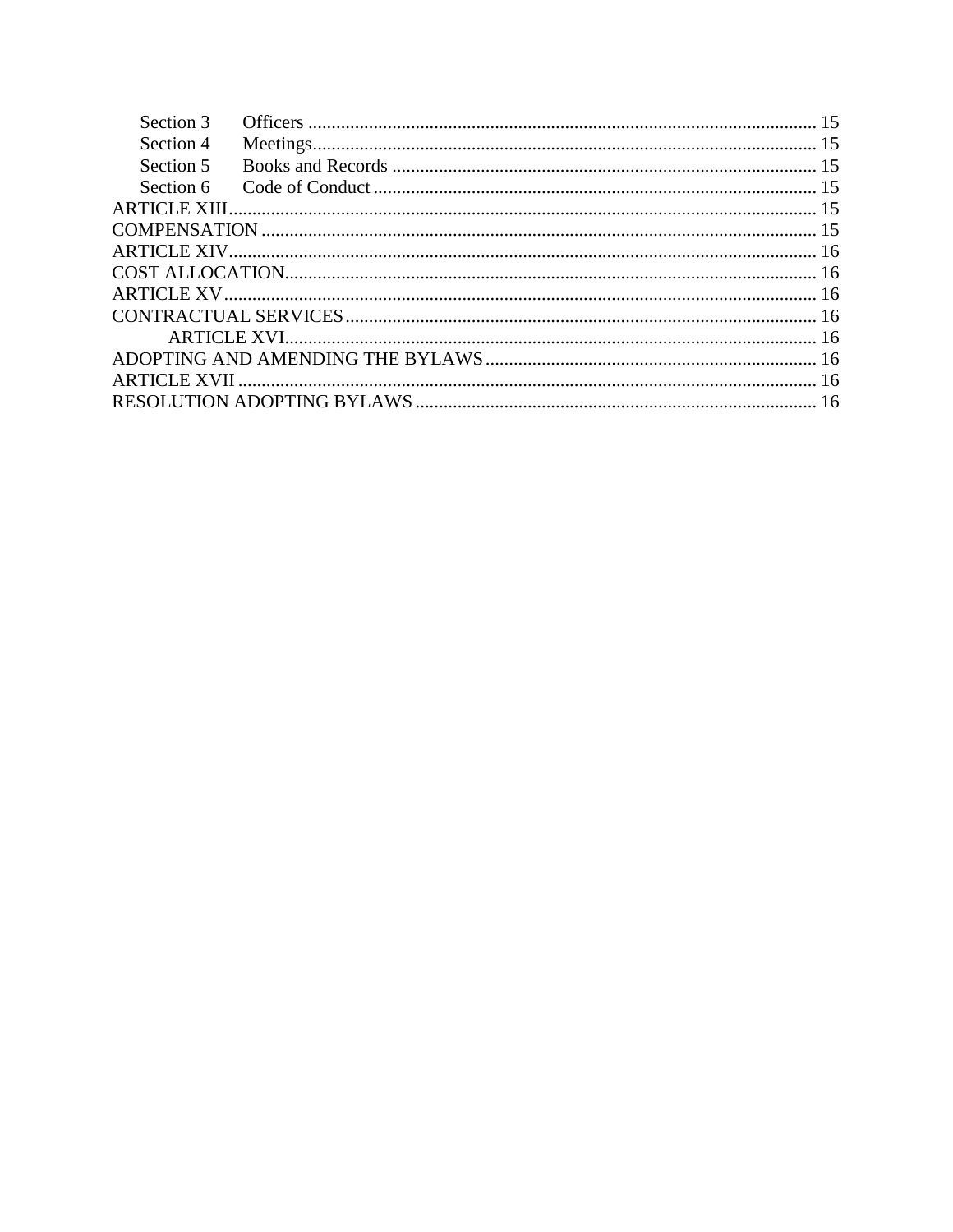Section 3 Officers ............................................................................................................ 15
Section 4 Meetings........................................................................................................... 15
Section 5 Books and Records .......................................................................................... 15
Section 6 Code of Conduct .............................................................................................. 15
ARTICLE XIII............................................................................................................................ 15
COMPENSATION ..................................................................................................................... 15
ARTICLE XIV............................................................................................................................ 16
COST ALLOCATION................................................................................................................ 16
ARTICLE XV............................................................................................................................. 16
CONTRACTUAL SERVICES.................................................................................................... 16
ARTICLE XVI................................................................................................................. 16
ADOPTING AND AMENDING THE BYLAWS...................................................................... 16
ARTICLE XVII .......................................................................................................................... 16
RESOLUTION ADOPTING BYLAWS ..................................................................................... 16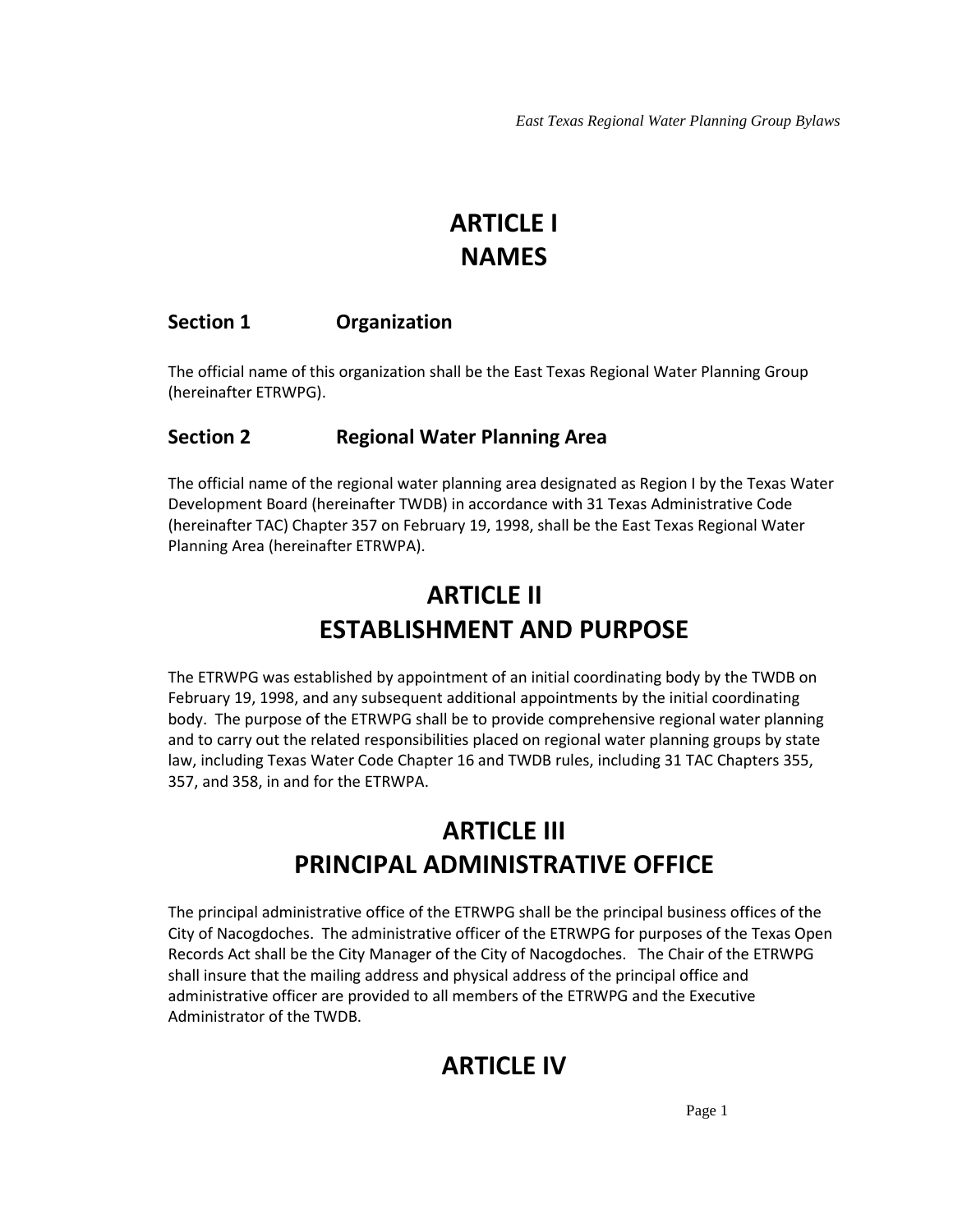# ARTICLE I
# NAMES

## Section 1 Organization

The official name of this organization shall be the East Texas Regional Water Planning Group (hereinafter ETRWPG).

## Section 2 Regional Water Planning Area

The official name of the regional water planning area designated as Region I by the Texas Water Development Board (hereinafter TWDB) in accordance with 31 Texas Administrative Code (hereinafter TAC) Chapter 357 on February 19, 1998, shall be the East Texas Regional Water Planning Area (hereinafter ETRWPA).

# ARTICLE II
# ESTABLISHMENT AND PURPOSE

The ETRWPG was established by appointment of an initial coordinating body by the TWDB on February 19, 1998, and any subsequent additional appointments by the initial coordinating body. The purpose of the ETRWPG shall be to provide comprehensive regional water planning and to carry out the related responsibilities placed on regional water planning groups by state law, including Texas Water Code Chapter 16 and TWDB rules, including 31 TAC Chapters 355, 357, and 358, in and for the ETRWPA.

# ARTICLE III
# PRINCIPAL ADMINISTRATIVE OFFICE

The principal administrative office of the ETRWPG shall be the principal business offices of the City of Nacogdoches. The administrative officer of the ETRWPG for purposes of the Texas Open Records Act shall be the City Manager of the City of Nacogdoches. The Chair of the ETRWPG shall insure that the mailing address and physical address of the principal office and administrative officer are provided to all members of the ETRWPG and the Executive Administrator of the TWDB.

# ARTICLE IV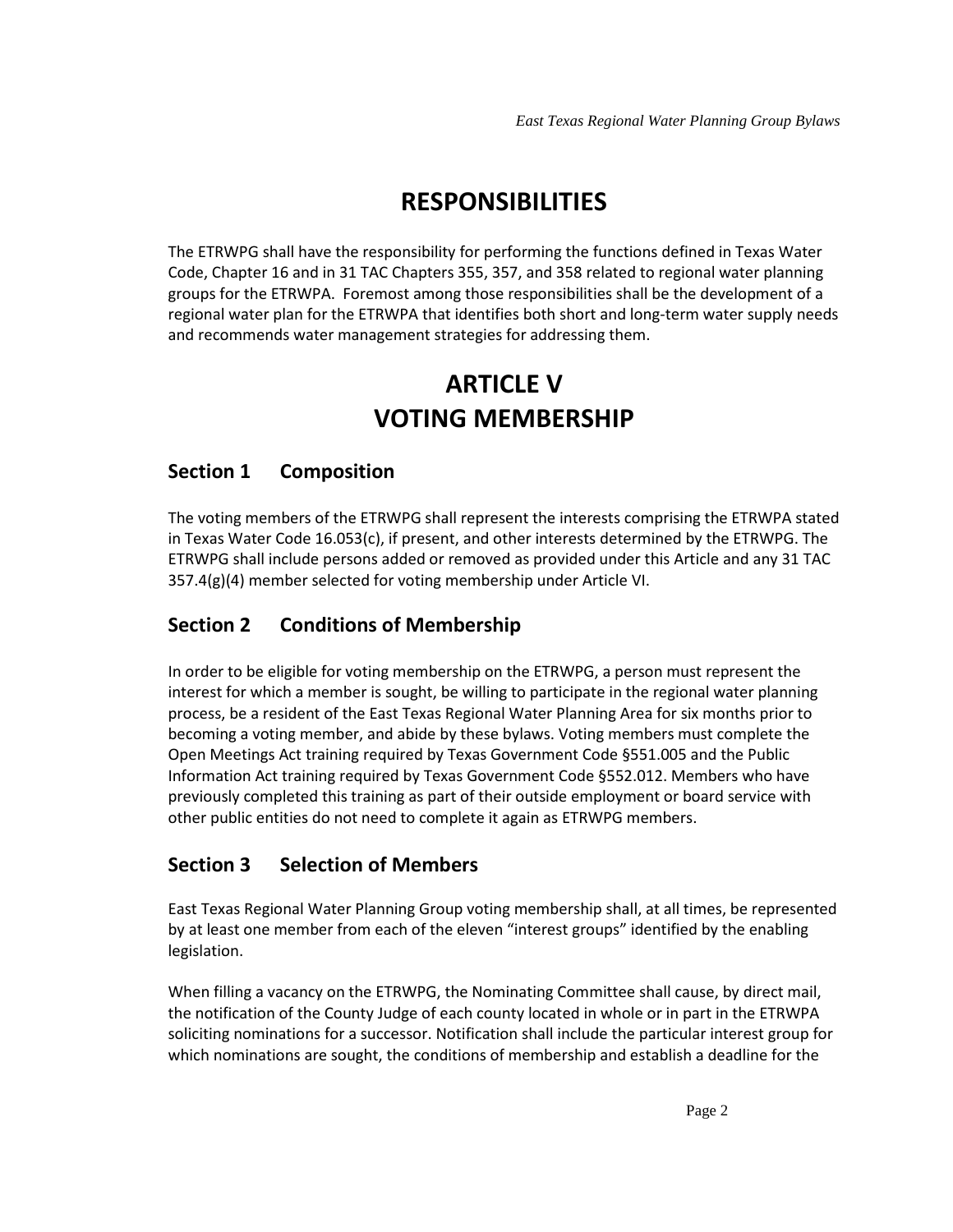# RESPONSIBILITIES

The ETRWPG shall have the responsibility for performing the functions defined in Texas Water Code, Chapter 16 and in 31 TAC Chapters 355, 357, and 358 related to regional water planning groups for the ETRWPA. Foremost among those responsibilities shall be the development of a regional water plan for the ETRWPA that identifies both short and long-term water supply needs and recommends water management strategies for addressing them.

# ARTICLE V
# VOTING MEMBERSHIP

## Section 1 Composition

The voting members of the ETRWPG shall represent the interests comprising the ETRWPA stated in Texas Water Code 16.053(c), if present, and other interests determined by the ETRWPG. The ETRWPG shall include persons added or removed as provided under this Article and any 31 TAC 357.4(g)(4) member selected for voting membership under Article VI.

## Section 2 Conditions of Membership

In order to be eligible for voting membership on the ETRWPG, a person must represent the interest for which a member is sought, be willing to participate in the regional water planning process, be a resident of the East Texas Regional Water Planning Area for six months prior to becoming a voting member, and abide by these bylaws. Voting members must complete the Open Meetings Act training required by Texas Government Code §551.005 and the Public Information Act training required by Texas Government Code §552.012. Members who have previously completed this training as part of their outside employment or board service with other public entities do not need to complete it again as ETRWPG members.

## Section 3 Selection of Members

East Texas Regional Water Planning Group voting membership shall, at all times, be represented by at least one member from each of the eleven “interest groups” identified by the enabling legislation.

When filling a vacancy on the ETRWPG, the Nominating Committee shall cause, by direct mail, the notification of the County Judge of each county located in whole or in part in the ETRWPA soliciting nominations for a successor. Notification shall include the particular interest group for which nominations are sought, the conditions of membership and establish a deadline for the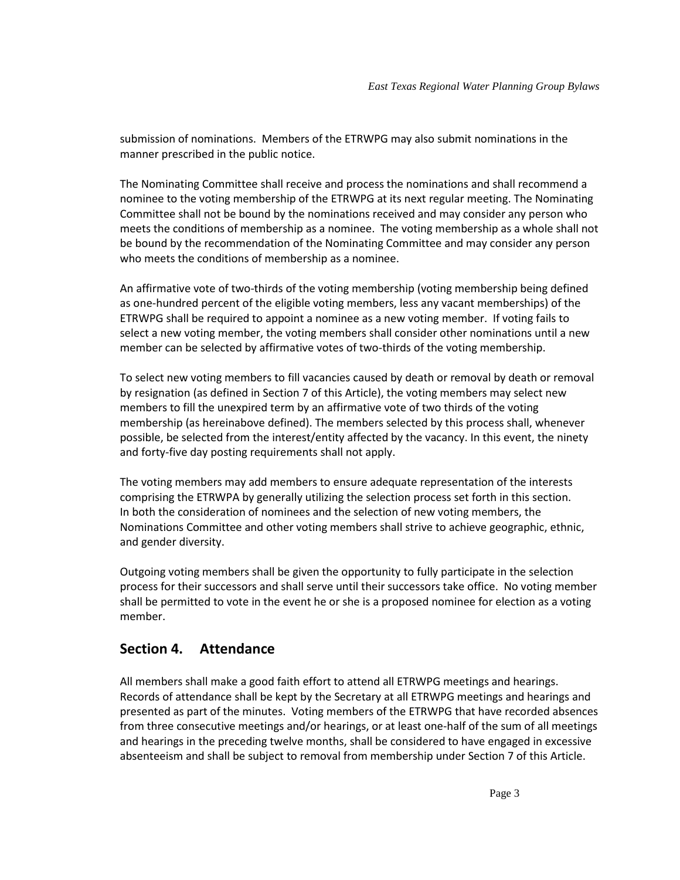submission of nominations. Members of the ETRWPG may also submit nominations in the manner prescribed in the public notice.

The Nominating Committee shall receive and process the nominations and shall recommend a nominee to the voting membership of the ETRWPG at its next regular meeting. The Nominating Committee shall not be bound by the nominations received and may consider any person who meets the conditions of membership as a nominee. The voting membership as a whole shall not be bound by the recommendation of the Nominating Committee and may consider any person who meets the conditions of membership as a nominee.

An affirmative vote of two-thirds of the voting membership (voting membership being defined as one-hundred percent of the eligible voting members, less any vacant memberships) of the ETRWPG shall be required to appoint a nominee as a new voting member. If voting fails to select a new voting member, the voting members shall consider other nominations until a new member can be selected by affirmative votes of two-thirds of the voting membership.

To select new voting members to fill vacancies caused by death or removal by death or removal by resignation (as defined in Section 7 of this Article), the voting members may select new members to fill the unexpired term by an affirmative vote of two thirds of the voting membership (as hereinabove defined). The members selected by this process shall, whenever possible, be selected from the interest/entity affected by the vacancy. In this event, the ninety and forty-five day posting requirements shall not apply.

The voting members may add members to ensure adequate representation of the interests comprising the ETRWPA by generally utilizing the selection process set forth in this section. In both the consideration of nominees and the selection of new voting members, the Nominations Committee and other voting members shall strive to achieve geographic, ethnic, and gender diversity.

Outgoing voting members shall be given the opportunity to fully participate in the selection process for their successors and shall serve until their successors take office. No voting member shall be permitted to vote in the event he or she is a proposed nominee for election as a voting member.

## Section 4. Attendance

All members shall make a good faith effort to attend all ETRWPG meetings and hearings. Records of attendance shall be kept by the Secretary at all ETRWPG meetings and hearings and presented as part of the minutes. Voting members of the ETRWPG that have recorded absences from three consecutive meetings and/or hearings, or at least one-half of the sum of all meetings and hearings in the preceding twelve months, shall be considered to have engaged in excessive absenteeism and shall be subject to removal from membership under Section 7 of this Article.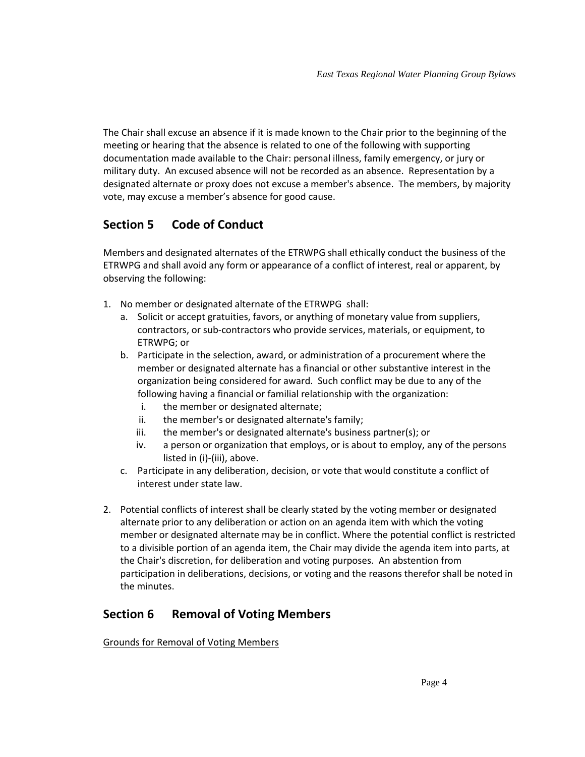The Chair shall excuse an absence if it is made known to the Chair prior to the beginning of the meeting or hearing that the absence is related to one of the following with supporting documentation made available to the Chair: personal illness, family emergency, or jury or military duty. An excused absence will not be recorded as an absence. Representation by a designated alternate or proxy does not excuse a member's absence. The members, by majority vote, may excuse a member's absence for good cause.

## Section 5 Code of Conduct

Members and designated alternates of the ETRWPG shall ethically conduct the business of the ETRWPG and shall avoid any form or appearance of a conflict of interest, real or apparent, by observing the following:

1. No member or designated alternate of the ETRWPG shall:
   a. Solicit or accept gratuities, favors, or anything of monetary value from suppliers, contractors, or sub-contractors who provide services, materials, or equipment, to ETRWPG; or
   b. Participate in the selection, award, or administration of a procurement where the member or designated alternate has a financial or other substantive interest in the organization being considered for award. Such conflict may be due to any of the following having a financial or familial relationship with the organization:
      i. the member or designated alternate;
      ii. the member's or designated alternate's family;
      iii. the member's or designated alternate's business partner(s); or
      iv. a person or organization that employs, or is about to employ, any of the persons listed in (i)-(iii), above.
   c. Participate in any deliberation, decision, or vote that would constitute a conflict of interest under state law.

2. Potential conflicts of interest shall be clearly stated by the voting member or designated alternate prior to any deliberation or action on an agenda item with which the voting member or designated alternate may be in conflict. Where the potential conflict is restricted to a divisible portion of an agenda item, the Chair may divide the agenda item into parts, at the Chair's discretion, for deliberation and voting purposes. An abstention from participation in deliberations, decisions, or voting and the reasons therefor shall be noted in the minutes.

## Section 6 Removal of Voting Members

<u>Grounds for Removal of Voting Members</u>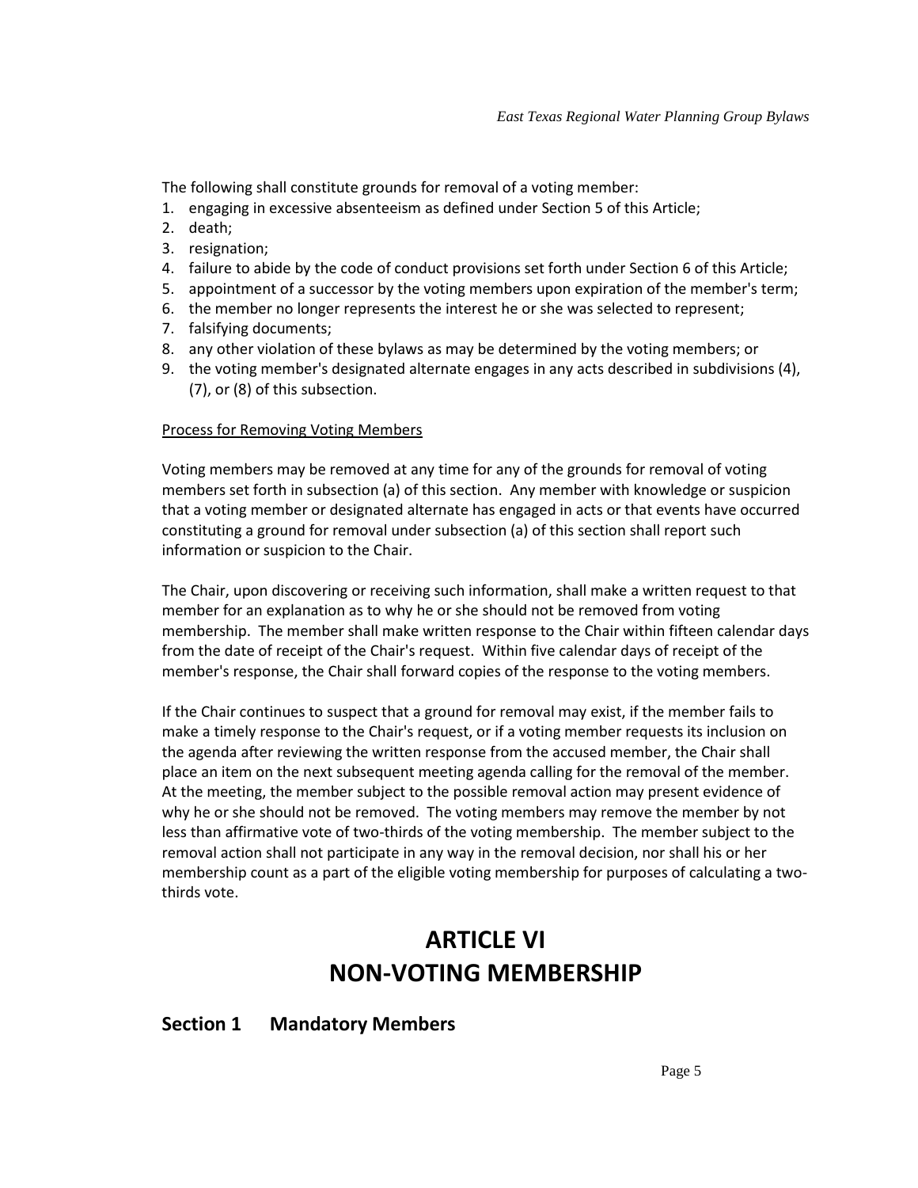The following shall constitute grounds for removal of a voting member:

1. engaging in excessive absenteeism as defined under Section 5 of this Article;
2. death;
3. resignation;
4. failure to abide by the code of conduct provisions set forth under Section 6 of this Article;
5. appointment of a successor by the voting members upon expiration of the member's term;
6. the member no longer represents the interest he or she was selected to represent;
7. falsifying documents;
8. any other violation of these bylaws as may be determined by the voting members; or
9. the voting member's designated alternate engages in any acts described in subdivisions (4), (7), or (8) of this subsection.

<u>Process for Removing Voting Members</u>

Voting members may be removed at any time for any of the grounds for removal of voting members set forth in subsection (a) of this section. Any member with knowledge or suspicion that a voting member or designated alternate has engaged in acts or that events have occurred constituting a ground for removal under subsection (a) of this section shall report such information or suspicion to the Chair.

The Chair, upon discovering or receiving such information, shall make a written request to that member for an explanation as to why he or she should not be removed from voting membership. The member shall make written response to the Chair within fifteen calendar days from the date of receipt of the Chair's request. Within five calendar days of receipt of the member's response, the Chair shall forward copies of the response to the voting members.

If the Chair continues to suspect that a ground for removal may exist, if the member fails to make a timely response to the Chair's request, or if a voting member requests its inclusion on the agenda after reviewing the written response from the accused member, the Chair shall place an item on the next subsequent meeting agenda calling for the removal of the member. At the meeting, the member subject to the possible removal action may present evidence of why he or she should not be removed. The voting members may remove the member by not less than affirmative vote of two-thirds of the voting membership. The member subject to the removal action shall not participate in any way in the removal decision, nor shall his or her membership count as a part of the eligible voting membership for purposes of calculating a two-thirds vote.

# ARTICLE VI
# NON-VOTING MEMBERSHIP

## Section 1 Mandatory Members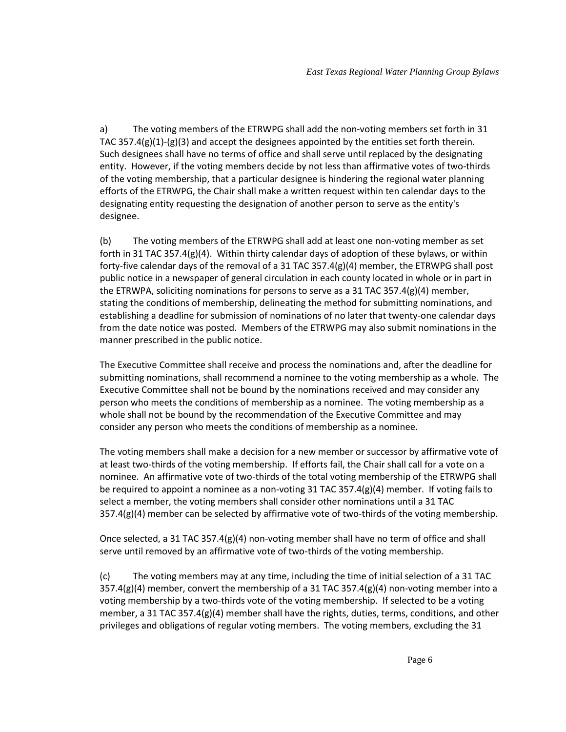a) The voting members of the ETRWPG shall add the non-voting members set forth in 31 TAC 357.4(g)(1)-(g)(3) and accept the designees appointed by the entities set forth therein. Such designees shall have no terms of office and shall serve until replaced by the designating entity. However, if the voting members decide by not less than affirmative votes of two-thirds of the voting membership, that a particular designee is hindering the regional water planning efforts of the ETRWPG, the Chair shall make a written request within ten calendar days to the designating entity requesting the designation of another person to serve as the entity's designee.

(b) The voting members of the ETRWPG shall add at least one non-voting member as set forth in 31 TAC 357.4(g)(4). Within thirty calendar days of adoption of these bylaws, or within forty-five calendar days of the removal of a 31 TAC 357.4(g)(4) member, the ETRWPG shall post public notice in a newspaper of general circulation in each county located in whole or in part in the ETRWPA, soliciting nominations for persons to serve as a 31 TAC 357.4(g)(4) member, stating the conditions of membership, delineating the method for submitting nominations, and establishing a deadline for submission of nominations of no later that twenty-one calendar days from the date notice was posted. Members of the ETRWPG may also submit nominations in the manner prescribed in the public notice.

The Executive Committee shall receive and process the nominations and, after the deadline for submitting nominations, shall recommend a nominee to the voting membership as a whole. The Executive Committee shall not be bound by the nominations received and may consider any person who meets the conditions of membership as a nominee. The voting membership as a whole shall not be bound by the recommendation of the Executive Committee and may consider any person who meets the conditions of membership as a nominee.

The voting members shall make a decision for a new member or successor by affirmative vote of at least two-thirds of the voting membership. If efforts fail, the Chair shall call for a vote on a nominee. An affirmative vote of two-thirds of the total voting membership of the ETRWPG shall be required to appoint a nominee as a non-voting 31 TAC 357.4(g)(4) member. If voting fails to select a member, the voting members shall consider other nominations until a 31 TAC 357.4(g)(4) member can be selected by affirmative vote of two-thirds of the voting membership.

Once selected, a 31 TAC 357.4(g)(4) non-voting member shall have no term of office and shall serve until removed by an affirmative vote of two-thirds of the voting membership.

(c) The voting members may at any time, including the time of initial selection of a 31 TAC 357.4(g)(4) member, convert the membership of a 31 TAC 357.4(g)(4) non-voting member into a voting membership by a two-thirds vote of the voting membership. If selected to be a voting member, a 31 TAC 357.4(g)(4) member shall have the rights, duties, terms, conditions, and other privileges and obligations of regular voting members. The voting members, excluding the 31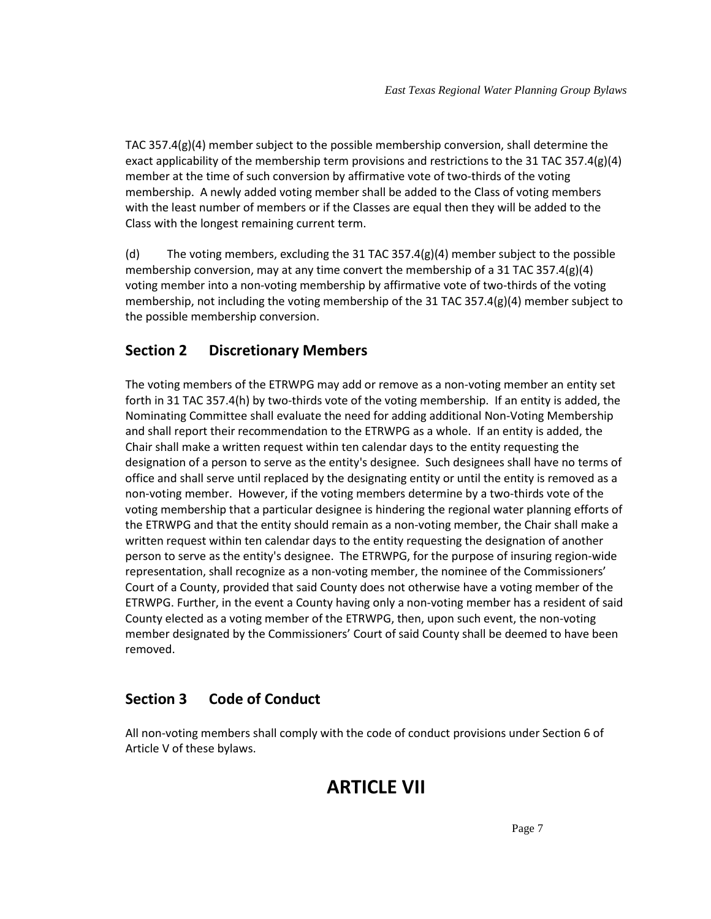TAC 357.4(g)(4) member subject to the possible membership conversion, shall determine the exact applicability of the membership term provisions and restrictions to the 31 TAC 357.4(g)(4) member at the time of such conversion by affirmative vote of two-thirds of the voting membership. A newly added voting member shall be added to the Class of voting members with the least number of members or if the Classes are equal then they will be added to the Class with the longest remaining current term.

(d) The voting members, excluding the 31 TAC 357.4(g)(4) member subject to the possible membership conversion, may at any time convert the membership of a 31 TAC 357.4(g)(4) voting member into a non-voting membership by affirmative vote of two-thirds of the voting membership, not including the voting membership of the 31 TAC 357.4(g)(4) member subject to the possible membership conversion.

## Section 2 Discretionary Members

The voting members of the ETRWPG may add or remove as a non-voting member an entity set forth in 31 TAC 357.4(h) by two-thirds vote of the voting membership. If an entity is added, the Nominating Committee shall evaluate the need for adding additional Non-Voting Membership and shall report their recommendation to the ETRWPG as a whole. If an entity is added, the Chair shall make a written request within ten calendar days to the entity requesting the designation of a person to serve as the entity's designee. Such designees shall have no terms of office and shall serve until replaced by the designating entity or until the entity is removed as a non-voting member. However, if the voting members determine by a two-thirds vote of the voting membership that a particular designee is hindering the regional water planning efforts of the ETRWPG and that the entity should remain as a non-voting member, the Chair shall make a written request within ten calendar days to the entity requesting the designation of another person to serve as the entity's designee. The ETRWPG, for the purpose of insuring region-wide representation, shall recognize as a non-voting member, the nominee of the Commissioners' Court of a County, provided that said County does not otherwise have a voting member of the ETRWPG. Further, in the event a County having only a non-voting member has a resident of said County elected as a voting member of the ETRWPG, then, upon such event, the non-voting member designated by the Commissioners' Court of said County shall be deemed to have been removed.

## Section 3 Code of Conduct

All non-voting members shall comply with the code of conduct provisions under Section 6 of Article V of these bylaws.

# ARTICLE VII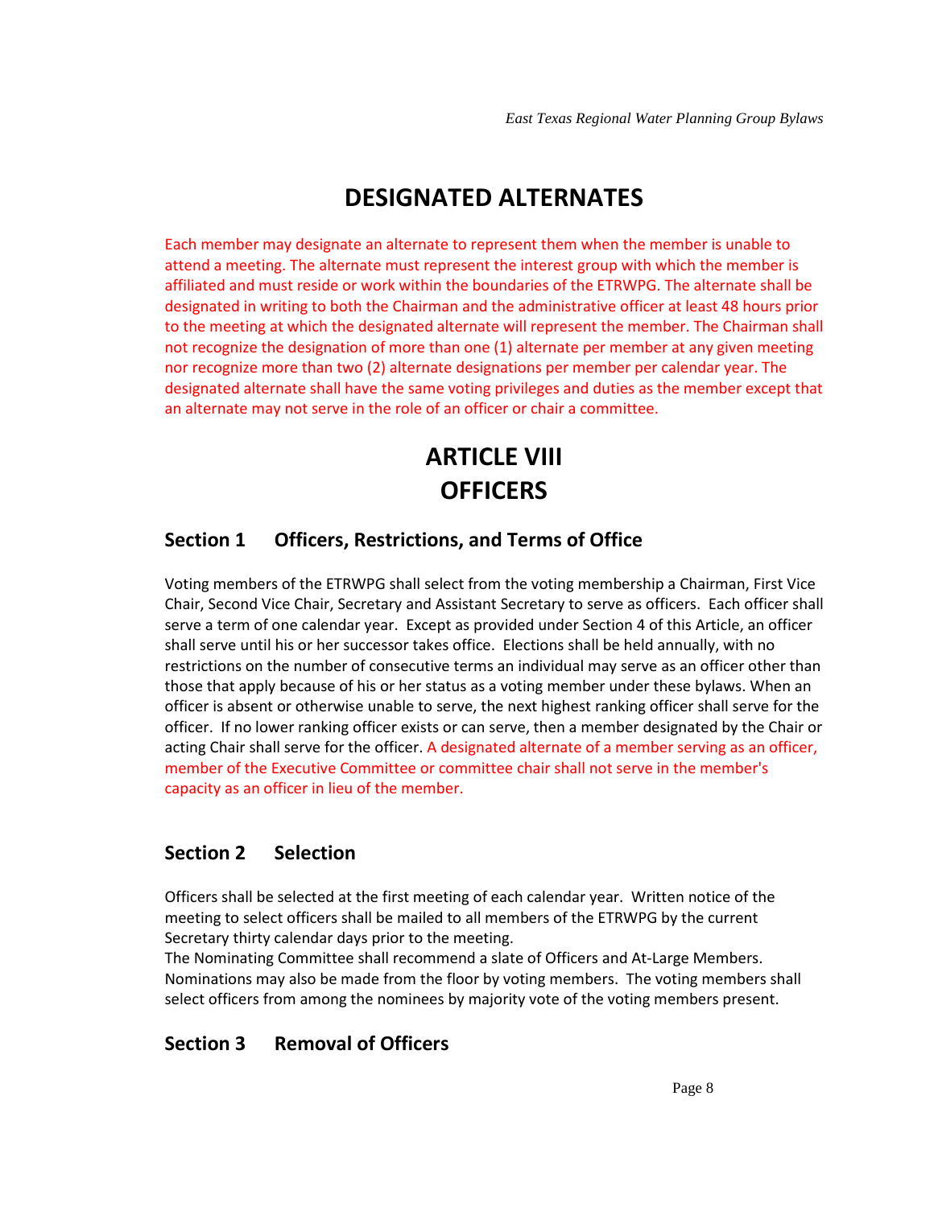## DESIGNATED ALTERNATES

Each member may designate an alternate to represent them when the member is unable to attend a meeting. The alternate must represent the interest group with which the member is affiliated and must reside or work within the boundaries of the ETRWPG. The alternate shall be designated in writing to both the Chairman and the administrative officer at least 48 hours prior to the meeting at which the designated alternate will represent the member. The Chairman shall not recognize the designation of more than one (1) alternate per member at any given meeting nor recognize more than two (2) alternate designations per member per calendar year. The designated alternate shall have the same voting privileges and duties as the member except that an alternate may not serve in the role of an officer or chair a committee.

# ARTICLE VIII
# OFFICERS

### Section 1 Officers, Restrictions, and Terms of Office

Voting members of the ETRWPG shall select from the voting membership a Chairman, First Vice Chair, Second Vice Chair, Secretary and Assistant Secretary to serve as officers. Each officer shall serve a term of one calendar year. Except as provided under Section 4 of this Article, an officer shall serve until his or her successor takes office. Elections shall be held annually, with no restrictions on the number of consecutive terms an individual may serve as an officer other than those that apply because of his or her status as a voting member under these bylaws. When an officer is absent or otherwise unable to serve, the next highest ranking officer shall serve for the officer. If no lower ranking officer exists or can serve, then a member designated by the Chair or acting Chair shall serve for the officer. A designated alternate of a member serving as an officer, member of the Executive Committee or committee chair shall not serve in the member's capacity as an officer in lieu of the member.

### Section 2 Selection

Officers shall be selected at the first meeting of each calendar year. Written notice of the meeting to select officers shall be mailed to all members of the ETRWPG by the current Secretary thirty calendar days prior to the meeting.
The Nominating Committee shall recommend a slate of Officers and At-Large Members. Nominations may also be made from the floor by voting members. The voting members shall select officers from among the nominees by majority vote of the voting members present.

### Section 3 Removal of Officers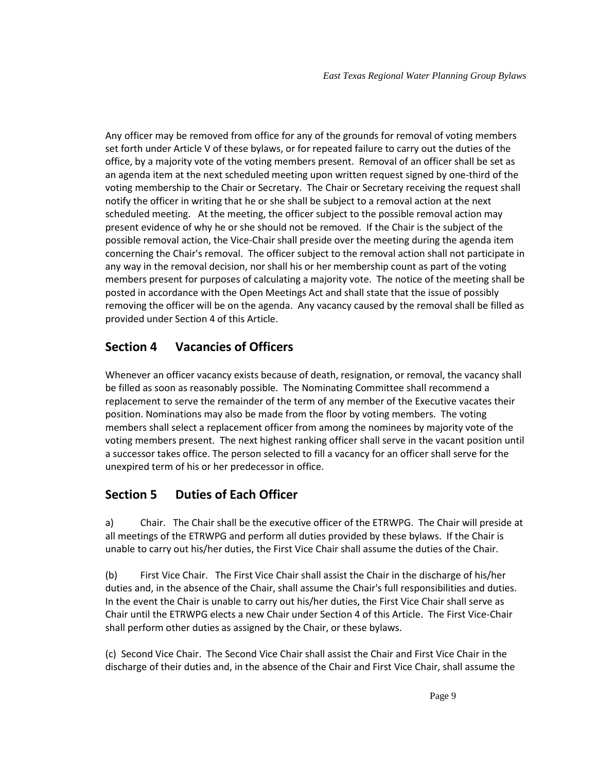Any officer may be removed from office for any of the grounds for removal of voting members set forth under Article V of these bylaws, or for repeated failure to carry out the duties of the office, by a majority vote of the voting members present. Removal of an officer shall be set as an agenda item at the next scheduled meeting upon written request signed by one-third of the voting membership to the Chair or Secretary. The Chair or Secretary receiving the request shall notify the officer in writing that he or she shall be subject to a removal action at the next scheduled meeting. At the meeting, the officer subject to the possible removal action may present evidence of why he or she should not be removed. If the Chair is the subject of the possible removal action, the Vice-Chair shall preside over the meeting during the agenda item concerning the Chair's removal. The officer subject to the removal action shall not participate in any way in the removal decision, nor shall his or her membership count as part of the voting members present for purposes of calculating a majority vote. The notice of the meeting shall be posted in accordance with the Open Meetings Act and shall state that the issue of possibly removing the officer will be on the agenda. Any vacancy caused by the removal shall be filled as provided under Section 4 of this Article.

## Section 4 Vacancies of Officers

Whenever an officer vacancy exists because of death, resignation, or removal, the vacancy shall be filled as soon as reasonably possible. The Nominating Committee shall recommend a replacement to serve the remainder of the term of any member of the Executive vacates their position. Nominations may also be made from the floor by voting members. The voting members shall select a replacement officer from among the nominees by majority vote of the voting members present. The next highest ranking officer shall serve in the vacant position until a successor takes office. The person selected to fill a vacancy for an officer shall serve for the unexpired term of his or her predecessor in office.

## Section 5 Duties of Each Officer

a) Chair. The Chair shall be the executive officer of the ETRWPG. The Chair will preside at all meetings of the ETRWPG and perform all duties provided by these bylaws. If the Chair is unable to carry out his/her duties, the First Vice Chair shall assume the duties of the Chair.

(b) First Vice Chair. The First Vice Chair shall assist the Chair in the discharge of his/her duties and, in the absence of the Chair, shall assume the Chair's full responsibilities and duties. In the event the Chair is unable to carry out his/her duties, the First Vice Chair shall serve as Chair until the ETRWPG elects a new Chair under Section 4 of this Article. The First Vice-Chair shall perform other duties as assigned by the Chair, or these bylaws.

(c) Second Vice Chair. The Second Vice Chair shall assist the Chair and First Vice Chair in the discharge of their duties and, in the absence of the Chair and First Vice Chair, shall assume the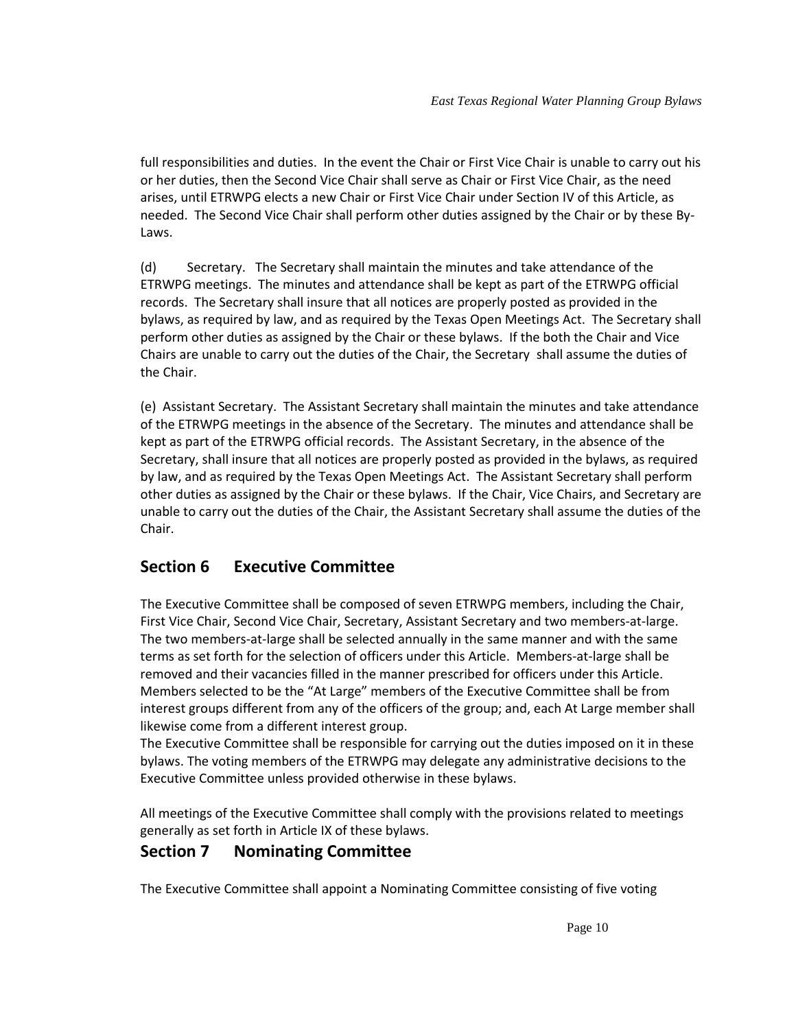full responsibilities and duties. In the event the Chair or First Vice Chair is unable to carry out his or her duties, then the Second Vice Chair shall serve as Chair or First Vice Chair, as the need arises, until ETRWPG elects a new Chair or First Vice Chair under Section IV of this Article, as needed. The Second Vice Chair shall perform other duties assigned by the Chair or by these By-Laws.

(d) Secretary. The Secretary shall maintain the minutes and take attendance of the ETRWPG meetings. The minutes and attendance shall be kept as part of the ETRWPG official records. The Secretary shall insure that all notices are properly posted as provided in the bylaws, as required by law, and as required by the Texas Open Meetings Act. The Secretary shall perform other duties as assigned by the Chair or these bylaws. If the both the Chair and Vice Chairs are unable to carry out the duties of the Chair, the Secretary shall assume the duties of the Chair.

(e) Assistant Secretary. The Assistant Secretary shall maintain the minutes and take attendance of the ETRWPG meetings in the absence of the Secretary. The minutes and attendance shall be kept as part of the ETRWPG official records. The Assistant Secretary, in the absence of the Secretary, shall insure that all notices are properly posted as provided in the bylaws, as required by law, and as required by the Texas Open Meetings Act. The Assistant Secretary shall perform other duties as assigned by the Chair or these bylaws. If the Chair, Vice Chairs, and Secretary are unable to carry out the duties of the Chair, the Assistant Secretary shall assume the duties of the Chair.

## Section 6 Executive Committee

The Executive Committee shall be composed of seven ETRWPG members, including the Chair, First Vice Chair, Second Vice Chair, Secretary, Assistant Secretary and two members-at-large. The two members-at-large shall be selected annually in the same manner and with the same terms as set forth for the selection of officers under this Article. Members-at-large shall be removed and their vacancies filled in the manner prescribed for officers under this Article. Members selected to be the "At Large" members of the Executive Committee shall be from interest groups different from any of the officers of the group; and, each At Large member shall likewise come from a different interest group.

The Executive Committee shall be responsible for carrying out the duties imposed on it in these bylaws. The voting members of the ETRWPG may delegate any administrative decisions to the Executive Committee unless provided otherwise in these bylaws.

All meetings of the Executive Committee shall comply with the provisions related to meetings generally as set forth in Article IX of these bylaws.

## Section 7 Nominating Committee

The Executive Committee shall appoint a Nominating Committee consisting of five voting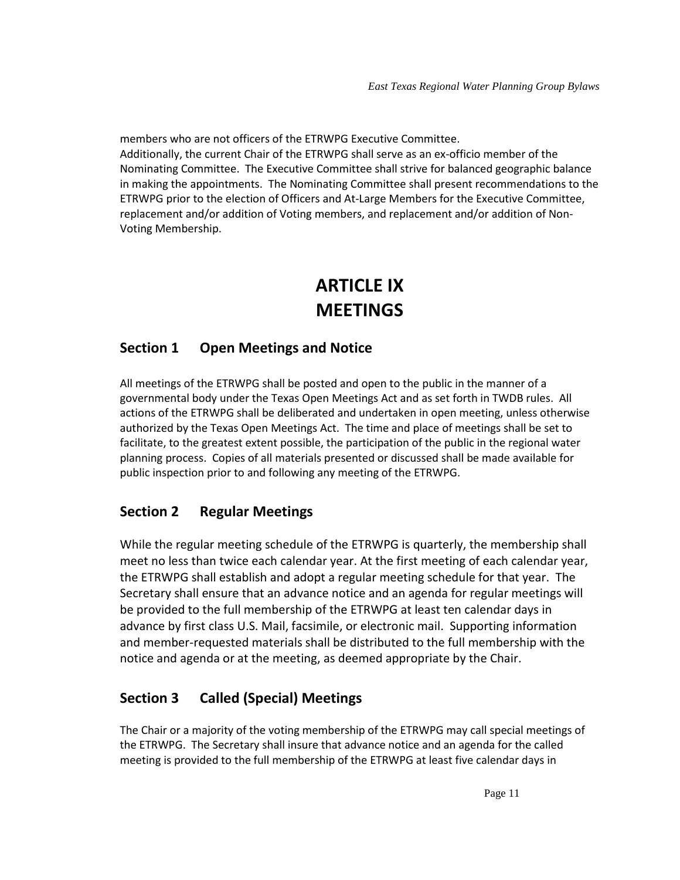members who are not officers of the ETRWPG Executive Committee.
Additionally, the current Chair of the ETRWPG shall serve as an ex-officio member of the Nominating Committee. The Executive Committee shall strive for balanced geographic balance in making the appointments. The Nominating Committee shall present recommendations to the ETRWPG prior to the election of Officers and At-Large Members for the Executive Committee, replacement and/or addition of Voting members, and replacement and/or addition of Non-Voting Membership.

# ARTICLE IX
# MEETINGS

## Section 1 Open Meetings and Notice

All meetings of the ETRWPG shall be posted and open to the public in the manner of a governmental body under the Texas Open Meetings Act and as set forth in TWDB rules. All actions of the ETRWPG shall be deliberated and undertaken in open meeting, unless otherwise authorized by the Texas Open Meetings Act. The time and place of meetings shall be set to facilitate, to the greatest extent possible, the participation of the public in the regional water planning process. Copies of all materials presented or discussed shall be made available for public inspection prior to and following any meeting of the ETRWPG.

## Section 2 Regular Meetings

While the regular meeting schedule of the ETRWPG is quarterly, the membership shall meet no less than twice each calendar year. At the first meeting of each calendar year, the ETRWPG shall establish and adopt a regular meeting schedule for that year. The Secretary shall ensure that an advance notice and an agenda for regular meetings will be provided to the full membership of the ETRWPG at least ten calendar days in advance by first class U.S. Mail, facsimile, or electronic mail. Supporting information and member-requested materials shall be distributed to the full membership with the notice and agenda or at the meeting, as deemed appropriate by the Chair.

## Section 3 Called (Special) Meetings

The Chair or a majority of the voting membership of the ETRWPG may call special meetings of the ETRWPG. The Secretary shall insure that advance notice and an agenda for the called meeting is provided to the full membership of the ETRWPG at least five calendar days in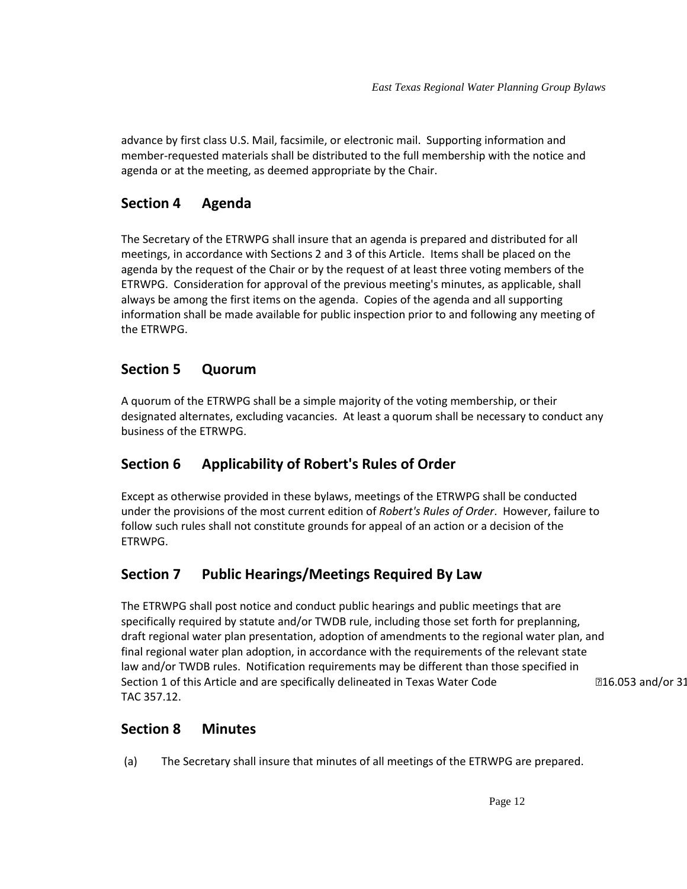advance by first class U.S. Mail, facsimile, or electronic mail. Supporting information and member-requested materials shall be distributed to the full membership with the notice and agenda or at the meeting, as deemed appropriate by the Chair.

## Section 4 Agenda

The Secretary of the ETRWPG shall insure that an agenda is prepared and distributed for all meetings, in accordance with Sections 2 and 3 of this Article. Items shall be placed on the agenda by the request of the Chair or by the request of at least three voting members of the ETRWPG. Consideration for approval of the previous meeting's minutes, as applicable, shall always be among the first items on the agenda. Copies of the agenda and all supporting information shall be made available for public inspection prior to and following any meeting of the ETRWPG.

## Section 5 Quorum

A quorum of the ETRWPG shall be a simple majority of the voting membership, or their designated alternates, excluding vacancies. At least a quorum shall be necessary to conduct any business of the ETRWPG.

## Section 6 Applicability of Robert's Rules of Order

Except as otherwise provided in these bylaws, meetings of the ETRWPG shall be conducted under the provisions of the most current edition of *Robert's Rules of Order*. However, failure to follow such rules shall not constitute grounds for appeal of an action or a decision of the ETRWPG.

## Section 7 Public Hearings/Meetings Required By Law

The ETRWPG shall post notice and conduct public hearings and public meetings that are specifically required by statute and/or TWDB rule, including those set forth for preplanning, draft regional water plan presentation, adoption of amendments to the regional water plan, and final regional water plan adoption, in accordance with the requirements of the relevant state law and/or TWDB rules. Notification requirements may be different than those specified in Section 1 of this Article and are specifically delineated in Texas Water Code §16.053 and/or 31 TAC 357.12.

## Section 8 Minutes

(a) The Secretary shall insure that minutes of all meetings of the ETRWPG are prepared.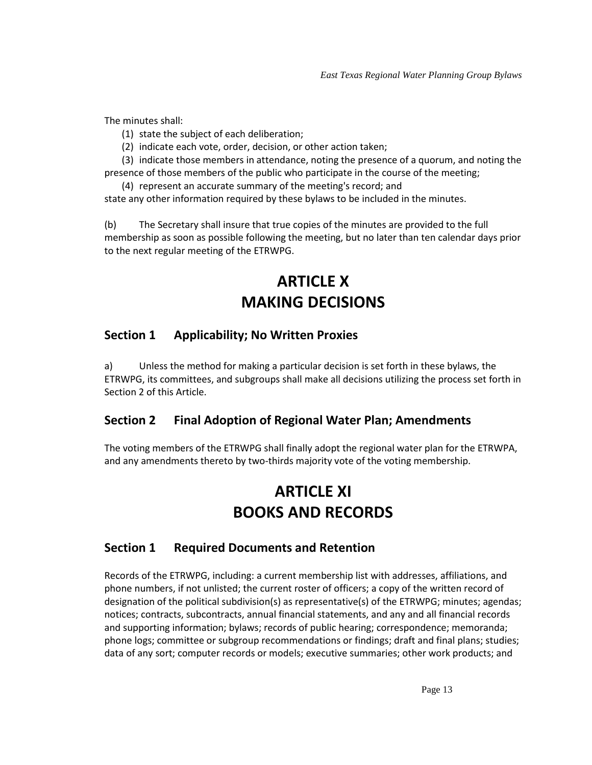The minutes shall:

(1) state the subject of each deliberation;

(2) indicate each vote, order, decision, or other action taken;

(3) indicate those members in attendance, noting the presence of a quorum, and noting the presence of those members of the public who participate in the course of the meeting;

(4) represent an accurate summary of the meeting's record; and

state any other information required by these bylaws to be included in the minutes.

(b) The Secretary shall insure that true copies of the minutes are provided to the full membership as soon as possible following the meeting, but no later than ten calendar days prior to the next regular meeting of the ETRWPG.

# ARTICLE X
# MAKING DECISIONS

## Section 1 Applicability; No Written Proxies

a) Unless the method for making a particular decision is set forth in these bylaws, the ETRWPG, its committees, and subgroups shall make all decisions utilizing the process set forth in Section 2 of this Article.

## Section 2 Final Adoption of Regional Water Plan; Amendments

The voting members of the ETRWPG shall finally adopt the regional water plan for the ETRWPA, and any amendments thereto by two-thirds majority vote of the voting membership.

# ARTICLE XI
# BOOKS AND RECORDS

## Section 1 Required Documents and Retention

Records of the ETRWPG, including: a current membership list with addresses, affiliations, and phone numbers, if not unlisted; the current roster of officers; a copy of the written record of designation of the political subdivision(s) as representative(s) of the ETRWPG; minutes; agendas; notices; contracts, subcontracts, annual financial statements, and any and all financial records and supporting information; bylaws; records of public hearing; correspondence; memoranda; phone logs; committee or subgroup recommendations or findings; draft and final plans; studies; data of any sort; computer records or models; executive summaries; other work products; and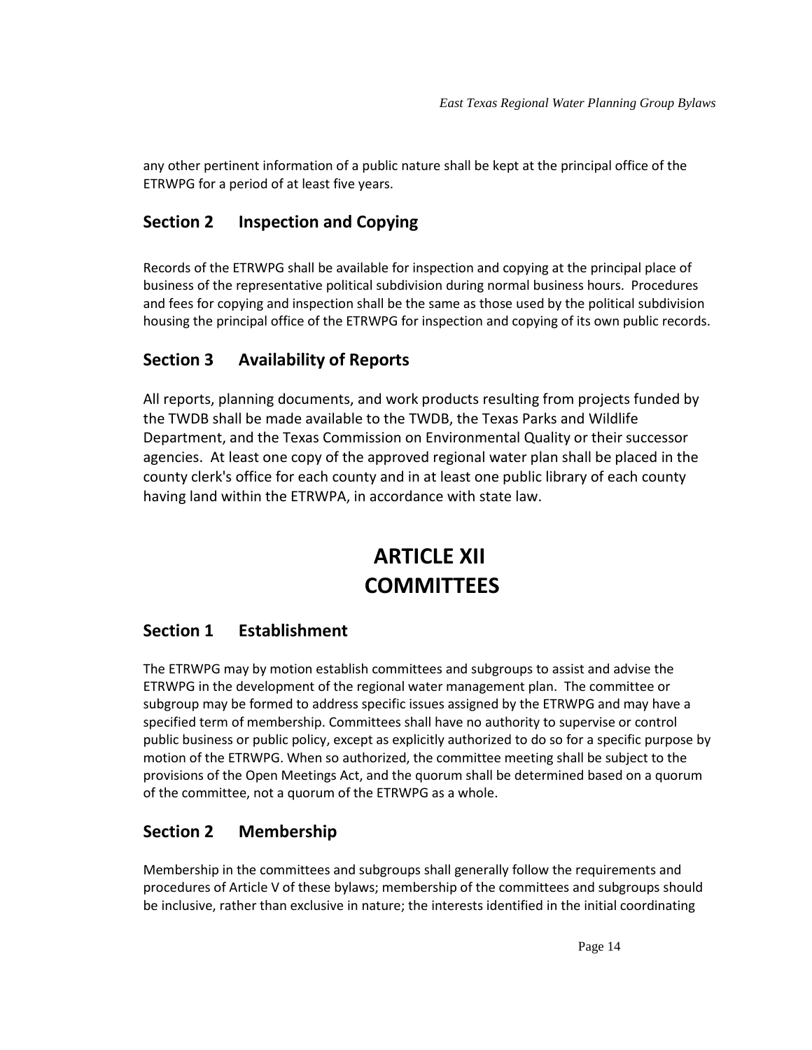any other pertinent information of a public nature shall be kept at the principal office of the ETRWPG for a period of at least five years.

## Section 2 Inspection and Copying

Records of the ETRWPG shall be available for inspection and copying at the principal place of business of the representative political subdivision during normal business hours. Procedures and fees for copying and inspection shall be the same as those used by the political subdivision housing the principal office of the ETRWPG for inspection and copying of its own public records.

## Section 3 Availability of Reports

All reports, planning documents, and work products resulting from projects funded by the TWDB shall be made available to the TWDB, the Texas Parks and Wildlife Department, and the Texas Commission on Environmental Quality or their successor agencies. At least one copy of the approved regional water plan shall be placed in the county clerk's office for each county and in at least one public library of each county having land within the ETRWPA, in accordance with state law.

# ARTICLE XII
# COMMITTEES

## Section 1 Establishment

The ETRWPG may by motion establish committees and subgroups to assist and advise the ETRWPG in the development of the regional water management plan. The committee or subgroup may be formed to address specific issues assigned by the ETRWPG and may have a specified term of membership. Committees shall have no authority to supervise or control public business or public policy, except as explicitly authorized to do so for a specific purpose by motion of the ETRWPG. When so authorized, the committee meeting shall be subject to the provisions of the Open Meetings Act, and the quorum shall be determined based on a quorum of the committee, not a quorum of the ETRWPG as a whole.

## Section 2 Membership

Membership in the committees and subgroups shall generally follow the requirements and procedures of Article V of these bylaws; membership of the committees and subgroups should be inclusive, rather than exclusive in nature; the interests identified in the initial coordinating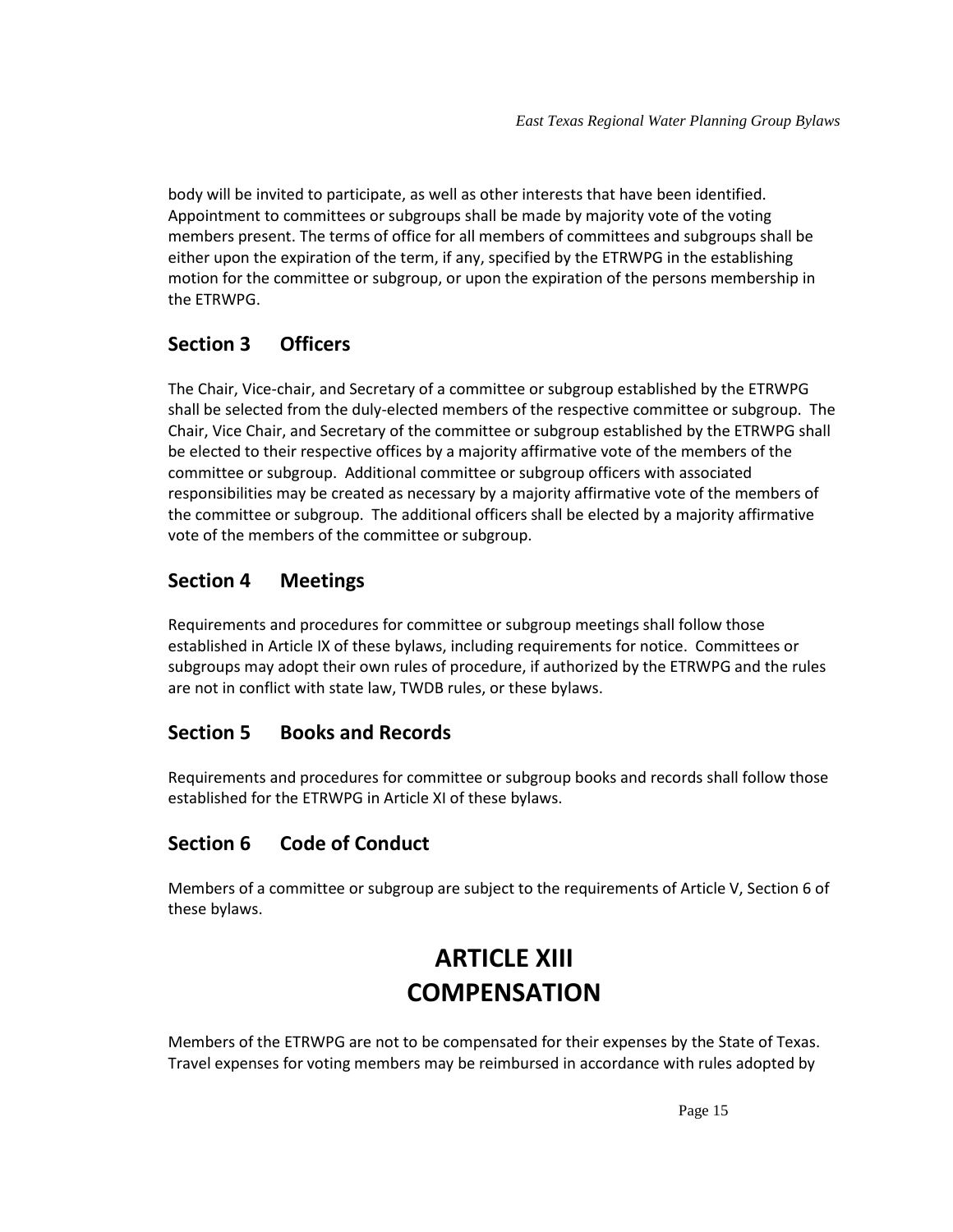body will be invited to participate, as well as other interests that have been identified. Appointment to committees or subgroups shall be made by majority vote of the voting members present. The terms of office for all members of committees and subgroups shall be either upon the expiration of the term, if any, specified by the ETRWPG in the establishing motion for the committee or subgroup, or upon the expiration of the persons membership in the ETRWPG.

## Section 3 Officers

The Chair, Vice-chair, and Secretary of a committee or subgroup established by the ETRWPG shall be selected from the duly-elected members of the respective committee or subgroup. The Chair, Vice Chair, and Secretary of the committee or subgroup established by the ETRWPG shall be elected to their respective offices by a majority affirmative vote of the members of the committee or subgroup. Additional committee or subgroup officers with associated responsibilities may be created as necessary by a majority affirmative vote of the members of the committee or subgroup. The additional officers shall be elected by a majority affirmative vote of the members of the committee or subgroup.

## Section 4 Meetings

Requirements and procedures for committee or subgroup meetings shall follow those established in Article IX of these bylaws, including requirements for notice. Committees or subgroups may adopt their own rules of procedure, if authorized by the ETRWPG and the rules are not in conflict with state law, TWDB rules, or these bylaws.

## Section 5 Books and Records

Requirements and procedures for committee or subgroup books and records shall follow those established for the ETRWPG in Article XI of these bylaws.

## Section 6 Code of Conduct

Members of a committee or subgroup are subject to the requirements of Article V, Section 6 of these bylaws.

# ARTICLE XIII
# COMPENSATION

Members of the ETRWPG are not to be compensated for their expenses by the State of Texas. Travel expenses for voting members may be reimbursed in accordance with rules adopted by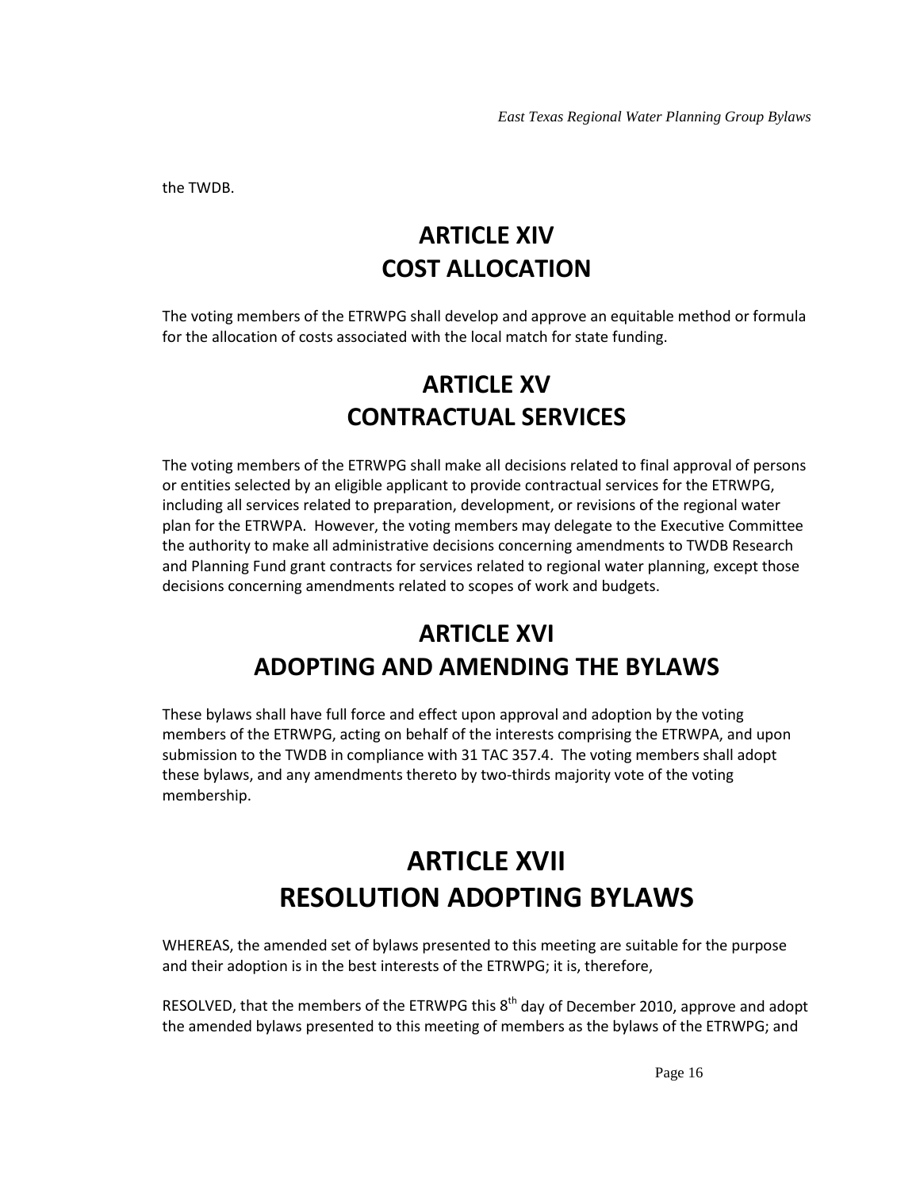the TWDB.

# ARTICLE XIV
# COST ALLOCATION

The voting members of the ETRWPG shall develop and approve an equitable method or formula for the allocation of costs associated with the local match for state funding.

# ARTICLE XV
# CONTRACTUAL SERVICES

The voting members of the ETRWPG shall make all decisions related to final approval of persons or entities selected by an eligible applicant to provide contractual services for the ETRWPG, including all services related to preparation, development, or revisions of the regional water plan for the ETRWPA. However, the voting members may delegate to the Executive Committee the authority to make all administrative decisions concerning amendments to TWDB Research and Planning Fund grant contracts for services related to regional water planning, except those decisions concerning amendments related to scopes of work and budgets.

# ARTICLE XVI
# ADOPTING AND AMENDING THE BYLAWS

These bylaws shall have full force and effect upon approval and adoption by the voting members of the ETRWPG, acting on behalf of the interests comprising the ETRWPA, and upon submission to the TWDB in compliance with 31 TAC 357.4. The voting members shall adopt these bylaws, and any amendments thereto by two-thirds majority vote of the voting membership.

# ARTICLE XVII
# RESOLUTION ADOPTING BYLAWS

WHEREAS, the amended set of bylaws presented to this meeting are suitable for the purpose and their adoption is in the best interests of the ETRWPG; it is, therefore,

RESOLVED, that the members of the ETRWPG this 8th day of December 2010, approve and adopt the amended bylaws presented to this meeting of members as the bylaws of the ETRWPG; and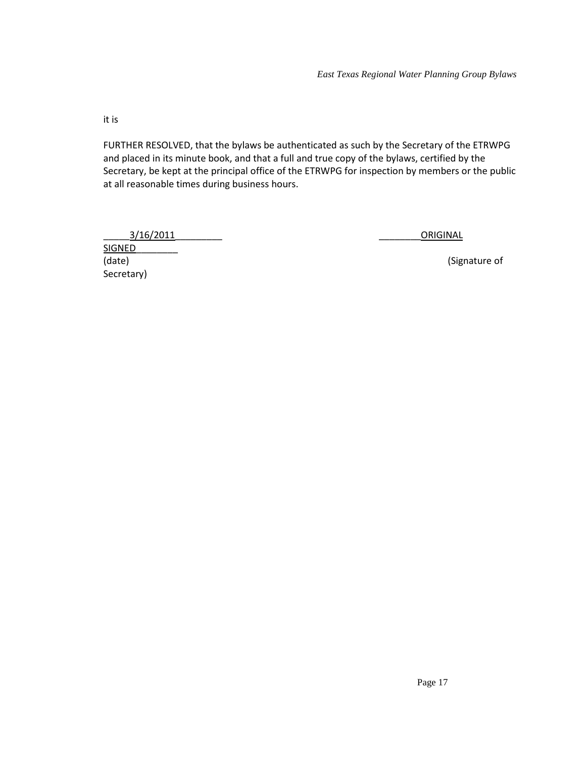it is

FURTHER RESOLVED, that the bylaws be authenticated as such by the Secretary of the ETRWPG and placed in its minute book, and that a full and true copy of the bylaws, certified by the Secretary, be kept at the principal office of the ETRWPG for inspection by members or the public at all reasonable times during business hours.

_____3/16/2011_________ ________ORIGINAL SIGNED________

(date) (Signature of Secretary)